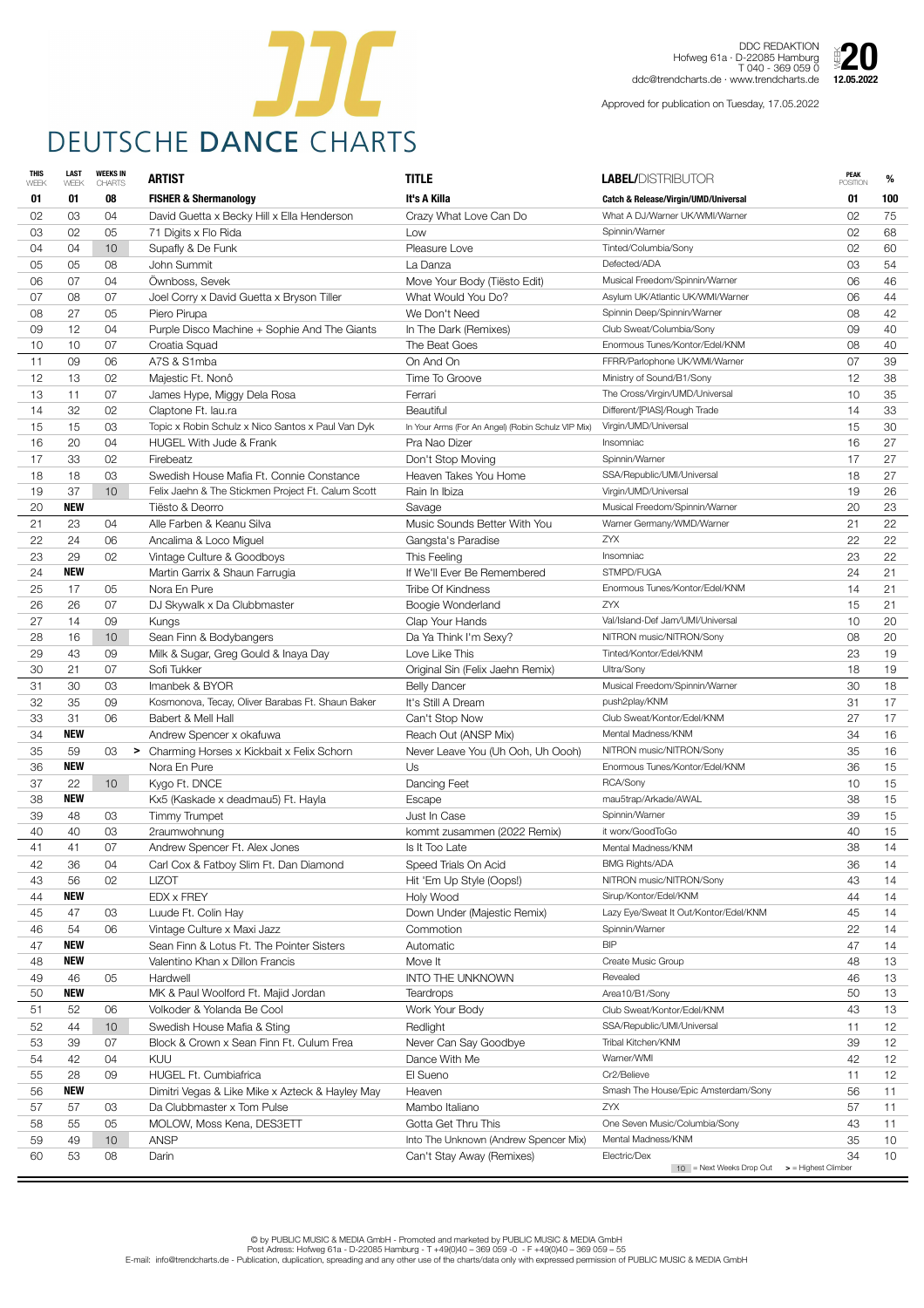# DEUTSCHE DANCE CHARTS

DDC REDAKTION
Hofweg 61a · D-22085 Hamburg
T 040 - 369 059 0
ddc@trendcharts.de · www.trendcharts.de

WEEK **20**
**12.05.2022**

Approved for publication on Tuesday, 17.05.2022

| THIS WEEK | LAST WEEK | WEEKS IN CHARTS | ARTIST | TITLE | LABEL/DISTRIBUTOR | PEAK POSITION | % |
|---|---|---|---|---|---|---|---|
| **01** | **01** | **08** | **FISHER & Shermanology** | **It's A Killa** | **Catch & Release/Virgin/UMD/Universal** | **01** | **100** |
| 02 | 03 | 04 | David Guetta x Becky Hill x Ella Henderson | Crazy What Love Can Do | What A DJ/Warner UK/WMI/Warner | 02 | 75 |
| 03 | 02 | 05 | 71 Digits x Flo Rida | Low | Spinnin/Warner | 02 | 68 |
| 04 | 04 | 10 | Supafly & De Funk | Pleasure Love | Tinted/Columbia/Sony | 02 | 60 |
| 05 | 05 | 08 | John Summit | La Danza | Defected/ADA | 03 | 54 |
| 06 | 07 | 04 | Öwnboss, Sevek | Move Your Body (Tiësto Edit) | Musical Freedom/Spinnin/Warner | 06 | 46 |
| 07 | 08 | 07 | Joel Corry x David Guetta x Bryson Tiller | What Would You Do? | Asylum UK/Atlantic UK/WMI/Warner | 06 | 44 |
| 08 | 27 | 05 | Piero Pirupa | We Don't Need | Spinnin Deep/Spinnin/Warner | 08 | 42 |
| 09 | 12 | 04 | Purple Disco Machine + Sophie And The Giants | In The Dark (Remixes) | Club Sweat/Columbia/Sony | 09 | 40 |
| 10 | 10 | 07 | Croatia Squad | The Beat Goes | Enormous Tunes/Kontor/Edel/KNM | 08 | 40 |
| 11 | 09 | 06 | A7S & S1mba | On And On | FFRR/Parlophone UK/WMI/Warner | 07 | 39 |
| 12 | 13 | 02 | Majestic Ft. Nonô | Time To Groove | Ministry of Sound/B1/Sony | 12 | 38 |
| 13 | 11 | 07 | James Hype, Miggy Dela Rosa | Ferrari | The Cross/Virgin/UMD/Universal | 10 | 35 |
| 14 | 32 | 02 | Claptone Ft. lau.ra | Beautiful | Different/[PIAS]/Rough Trade | 14 | 33 |
| 15 | 15 | 03 | Topic x Robin Schulz x Nico Santos x Paul Van Dyk | In Your Arms (For An Angel) (Robin Schulz VIP Mix) | Virgin/UMD/Universal | 15 | 30 |
| 16 | 20 | 04 | HUGEL With Jude & Frank | Pra Nao Dizer | Insomniac | 16 | 27 |
| 17 | 33 | 02 | Firebeatz | Don't Stop Moving | Spinnin/Warner | 17 | 27 |
| 18 | 18 | 03 | Swedish House Mafia Ft. Connie Constance | Heaven Takes You Home | SSA/Republic/UMI/Universal | 18 | 27 |
| 19 | 37 | 10 | Felix Jaehn & The Stickmen Project Ft. Calum Scott | Rain In Ibiza | Virgin/UMD/Universal | 19 | 26 |
| 20 | **NEW** | | Tiësto & Deorro | Savage | Musical Freedom/Spinnin/Warner | 20 | 23 |
| 21 | 23 | 04 | Alle Farben & Keanu Silva | Music Sounds Better With You | Warner Germany/WMD/Warner | 21 | 22 |
| 22 | 24 | 06 | Ancalima & Loco Miguel | Gangsta's Paradise | ZYX | 22 | 22 |
| 23 | 29 | 02 | Vintage Culture & Goodboys | This Feeling | Insomniac | 23 | 22 |
| 24 | **NEW** | | Martin Garrix & Shaun Farrugia | If We'll Ever Be Remembered | STMPD/FUGA | 24 | 21 |
| 25 | 17 | 05 | Nora En Pure | Tribe Of Kindness | Enormous Tunes/Kontor/Edel/KNM | 14 | 21 |
| 26 | 26 | 07 | DJ Skywalk x Da Clubbmaster | Boogie Wonderland | ZYX | 15 | 21 |
| 27 | 14 | 09 | Kungs | Clap Your Hands | Val/Island-Def Jam/UMI/Universal | 10 | 20 |
| 28 | 16 | 10 | Sean Finn & Bodybangers | Da Ya Think I'm Sexy? | NITRON music/NITRON/Sony | 08 | 20 |
| 29 | 43 | 09 | Milk & Sugar, Greg Gould & Inaya Day | Love Like This | Tinted/Kontor/Edel/KNM | 23 | 19 |
| 30 | 21 | 07 | Sofi Tukker | Original Sin (Felix Jaehn Remix) | Ultra/Sony | 18 | 19 |
| 31 | 30 | 03 | Imanbek & BYOR | Belly Dancer | Musical Freedom/Spinnin/Warner | 30 | 18 |
| 32 | 35 | 09 | Kosmonova, Tecay, Oliver Barabas Ft. Shaun Baker | It's Still A Dream | push2play/KNM | 31 | 17 |
| 33 | 31 | 06 | Babert & Mell Hall | Can't Stop Now | Club Sweat/Kontor/Edel/KNM | 27 | 17 |
| 34 | **NEW** | | Andrew Spencer x okafuwa | Reach Out (ANSP Mix) | Mental Madness/KNM | 34 | 16 |
| 35 | 59 | 03 | > Charming Horses x Kickbait x Felix Schorn | Never Leave You (Uh Ooh, Uh Oooh) | NITRON music/NITRON/Sony | 35 | 16 |
| 36 | **NEW** | | Nora En Pure | Us | Enormous Tunes/Kontor/Edel/KNM | 36 | 15 |
| 37 | 22 | 10 | Kygo Ft. DNCE | Dancing Feet | RCA/Sony | 10 | 15 |
| 38 | **NEW** | | Kx5 (Kaskade x deadmau5) Ft. Hayla | Escape | mau5trap/Arkade/AWAL | 38 | 15 |
| 39 | 48 | 03 | Timmy Trumpet | Just In Case | Spinnin/Warner | 39 | 15 |
| 40 | 40 | 03 | 2raumwohnung | kommt zusammen (2022 Remix) | it worx/GoodToGo | 40 | 15 |
| 41 | 41 | 07 | Andrew Spencer Ft. Alex Jones | Is It Too Late | Mental Madness/KNM | 38 | 14 |
| 42 | 36 | 04 | Carl Cox & Fatboy Slim Ft. Dan Diamond | Speed Trials On Acid | BMG Rights/ADA | 36 | 14 |
| 43 | 56 | 02 | LIZOT | Hit 'Em Up Style (Oops!) | NITRON music/NITRON/Sony | 43 | 14 |
| 44 | **NEW** | | EDX x FREY | Holy Wood | Sirup/Kontor/Edel/KNM | 44 | 14 |
| 45 | 47 | 03 | Luude Ft. Colin Hay | Down Under (Majestic Remix) | Lazy Eye/Sweat It Out/Kontor/Edel/KNM | 45 | 14 |
| 46 | 54 | 06 | Vintage Culture x Maxi Jazz | Commotion | Spinnin/Warner | 22 | 14 |
| 47 | **NEW** | | Sean Finn & Lotus Ft. The Pointer Sisters | Automatic | BIP | 47 | 14 |
| 48 | **NEW** | | Valentino Khan x Dillon Francis | Move It | Create Music Group | 48 | 13 |
| 49 | 46 | 05 | Hardwell | INTO THE UNKNOWN | Revealed | 46 | 13 |
| 50 | **NEW** | | MK & Paul Woolford Ft. Majid Jordan | Teardrops | Area10/B1/Sony | 50 | 13 |
| 51 | 52 | 06 | Volkoder & Yolanda Be Cool | Work Your Body | Club Sweat/Kontor/Edel/KNM | 43 | 13 |
| 52 | 44 | 10 | Swedish House Mafia & Sting | Redlight | SSA/Republic/UMI/Universal | 11 | 12 |
| 53 | 39 | 07 | Block & Crown x Sean Finn Ft. Culum Frea | Never Can Say Goodbye | Tribal Kitchen/KNM | 39 | 12 |
| 54 | 42 | 04 | KUU | Dance With Me | Warner/WMI | 42 | 12 |
| 55 | 28 | 09 | HUGEL Ft. Cumbiafrica | El Sueno | Cr2/Believe | 11 | 12 |
| 56 | **NEW** | | Dimitri Vegas & Like Mike x Azteck & Hayley May | Heaven | Smash The House/Epic Amsterdam/Sony | 56 | 11 |
| 57 | 57 | 03 | Da Clubbmaster x Tom Pulse | Mambo Italiano | ZYX | 57 | 11 |
| 58 | 55 | 05 | MOLOW, Moss Kena, DES3ETT | Gotta Get Thru This | One Seven Music/Columbia/Sony | 43 | 11 |
| 59 | 49 | 10 | ANSP | Into The Unknown (Andrew Spencer Mix) | Mental Madness/KNM | 35 | 10 |
| 60 | 53 | 08 | Darin | Can't Stay Away (Remixes) | Electric/Dex | 34 | 10 |

10 = Next Weeks Drop Out  > = Highest Climber

© by PUBLIC MUSIC & MEDIA GmbH - Promoted and marketed by PUBLIC MUSIC & MEDIA GmbH
Post Adress: Hofweg 61a - D-22085 Hamburg - T +49(0)40 – 369 059 -0 - F +49(0)40 – 369 059 – 55
E-mail: info@trendcharts.de - Publication, duplication, spreading and any other use of the charts/data only with expressed permission of PUBLIC MUSIC & MEDIA GmbH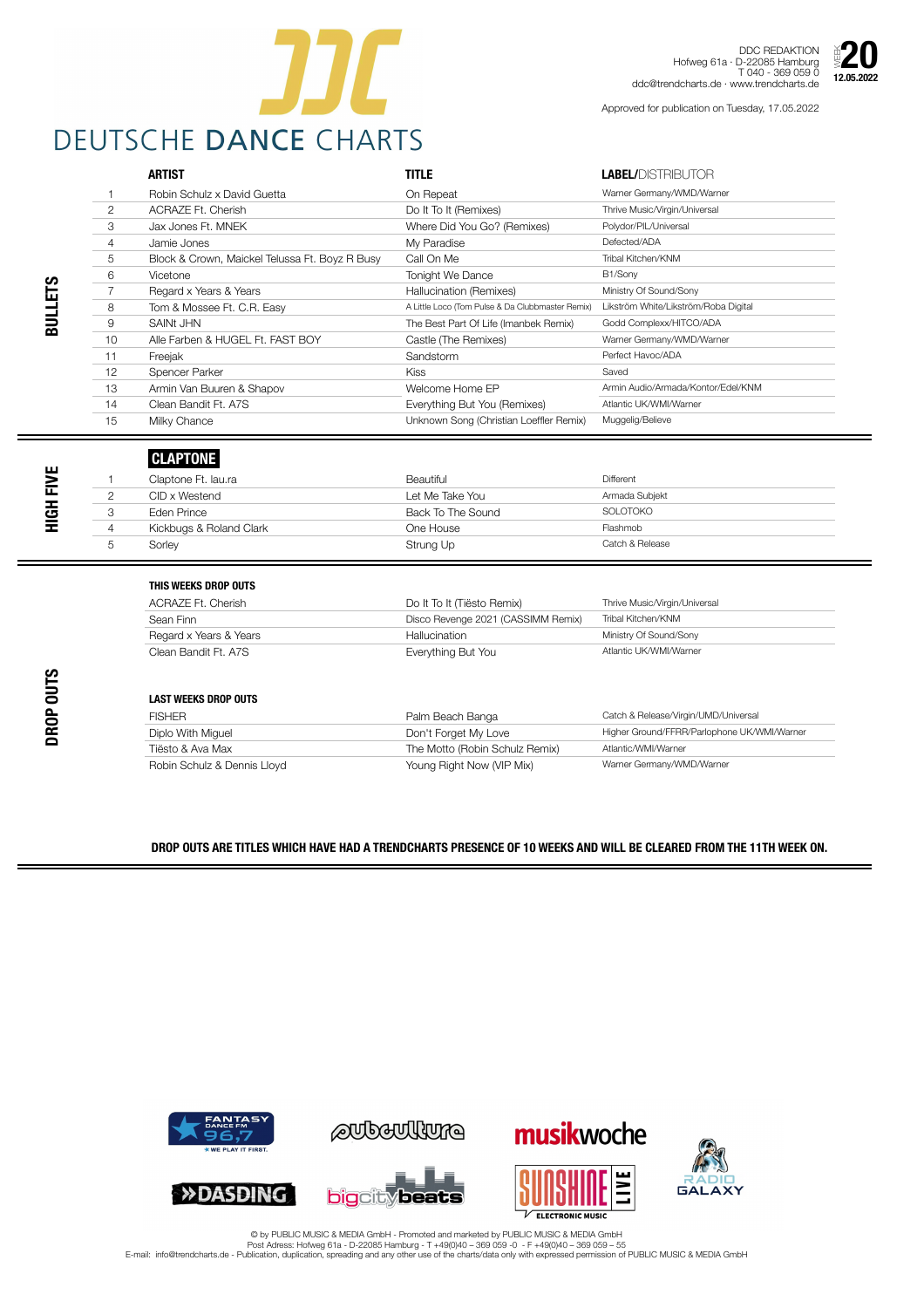# DEUTSCHE DANCE CHARTS

DDC REDAKTION
Hofweg 61a · D-22085 Hamburg
T 040 - 369 059 0
ddc@trendcharts.de · www.trendcharts.de

WEEK 20
12.05.2022

Approved for publication on Tuesday, 17.05.2022

## BULLETS

| | ARTIST | TITLE | LABEL/DISTRIBUTOR |
|---|---|---|---|
| 1 | Robin Schulz x David Guetta | On Repeat | Warner Germany/WMD/Warner |
| 2 | ACRAZE Ft. Cherish | Do It To It (Remixes) | Thrive Music/Virgin/Universal |
| 3 | Jax Jones Ft. MNEK | Where Did You Go? (Remixes) | Polydor/PIL/Universal |
| 4 | Jamie Jones | My Paradise | Defected/ADA |
| 5 | Block & Crown, Maickel Telussa Ft. Boyz R Busy | Call On Me | Tribal Kitchen/KNM |
| 6 | Vicetone | Tonight We Dance | B1/Sony |
| 7 | Regard x Years & Years | Hallucination (Remixes) | Ministry Of Sound/Sony |
| 8 | Tom & Mossee Ft. C.R. Easy | A Little Loco (Tom Pulse & Da Clubbmaster Remix) | Likström White/Likström/Roba Digital |
| 9 | SAINt JHN | The Best Part Of Life (Imanbek Remix) | Godd Complexx/HITCO/ADA |
| 10 | Alle Farben & HUGEL Ft. FAST BOY | Castle (The Remixes) | Warner Germany/WMD/Warner |
| 11 | Freejak | Sandstorm | Perfect Havoc/ADA |
| 12 | Spencer Parker | Kiss | Saved |
| 13 | Armin Van Buuren & Shapov | Welcome Home EP | Armin Audio/Armada/Kontor/Edel/KNM |
| 14 | Clean Bandit Ft. A7S | Everything But You (Remixes) | Atlantic UK/WMI/Warner |
| 15 | Milky Chance | Unknown Song (Christian Loeffler Remix) | Muggelig/Believe |

## HIGH FIVE

**CLAPTONE**

| | ARTIST | TITLE | LABEL/DISTRIBUTOR |
|---|---|---|---|
| 1 | Claptone Ft. lau.ra | Beautiful | Different |
| 2 | CID x Westend | Let Me Take You | Armada Subjekt |
| 3 | Eden Prince | Back To The Sound | SOLOTOKO |
| 4 | Kickbugs & Roland Clark | One House | Flashmob |
| 5 | Sorley | Strung Up | Catch & Release |

## DROP OUTS

**THIS WEEKS DROP OUTS**

| ARTIST | TITLE | LABEL/DISTRIBUTOR |
|---|---|---|
| ACRAZE Ft. Cherish | Do It To It (Tiësto Remix) | Thrive Music/Virgin/Universal |
| Sean Finn | Disco Revenge 2021 (CASSIMM Remix) | Tribal Kitchen/KNM |
| Regard x Years & Years | Hallucination | Ministry Of Sound/Sony |
| Clean Bandit Ft. A7S | Everything But You | Atlantic UK/WMI/Warner |

**LAST WEEKS DROP OUTS**

| ARTIST | TITLE | LABEL/DISTRIBUTOR |
|---|---|---|
| FISHER | Palm Beach Banga | Catch & Release/Virgin/UMD/Universal |
| Diplo With Miguel | Don't Forget My Love | Higher Ground/FFRR/Parlophone UK/WMI/Warner |
| Tiësto & Ava Max | The Motto (Robin Schulz Remix) | Atlantic/WMI/Warner |
| Robin Schulz & Dennis Lloyd | Young Right Now (VIP Mix) | Warner Germany/WMD/Warner |

**DROP OUTS ARE TITLES WHICH HAVE HAD A TRENDCHARTS PRESENCE OF 10 WEEKS AND WILL BE CLEARED FROM THE 11TH WEEK ON.**

© by PUBLIC MUSIC & MEDIA GmbH - Promoted and marketed by PUBLIC MUSIC & MEDIA GmbH
Post Adress: Hofweg 61a - D-22085 Hamburg - T +49(0)40 – 369 059 -0 - F +49(0)40 – 369 059 – 55
E-mail: info@trendcharts.de - Publication, duplication, spreading and any other use of the charts/data only with expressed permission of PUBLIC MUSIC & MEDIA GmbH